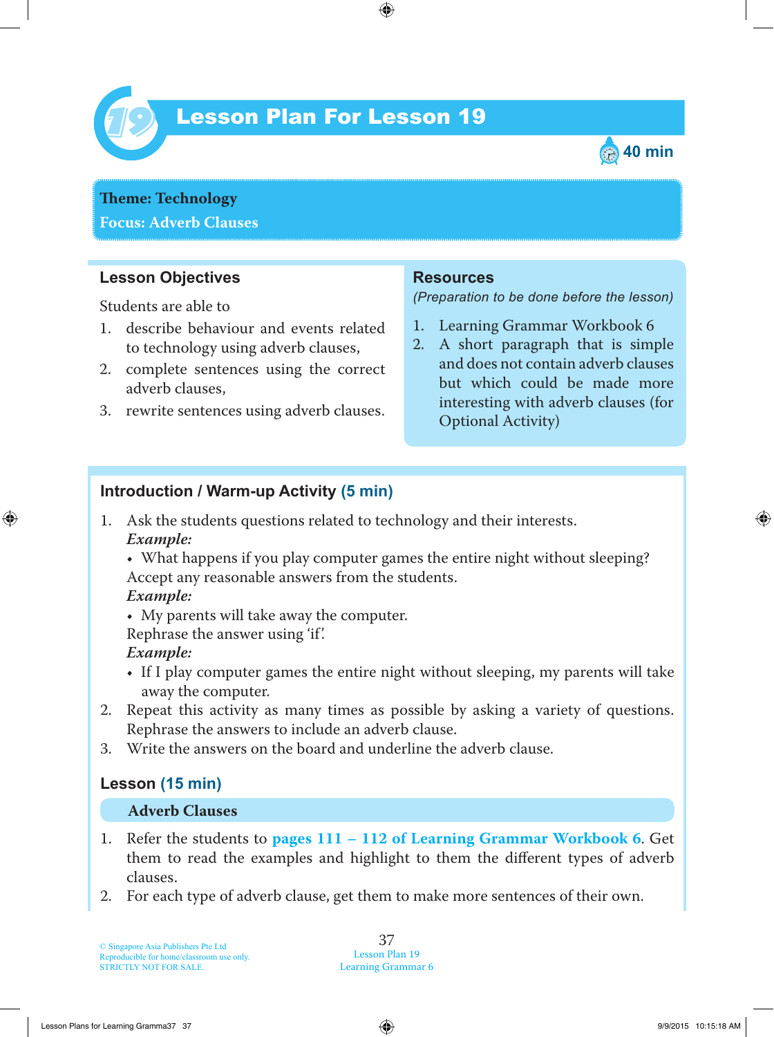# Lesson Plan For Lesson 19

40 min

**Theme: Technology**
**Focus: Adverb Clauses**

## Lesson Objectives

Students are able to

1. describe behaviour and events related to technology using adverb clauses,
2. complete sentences using the correct adverb clauses,
3. rewrite sentences using adverb clauses.

## Resources

*(Preparation to be done before the lesson)*

1. Learning Grammar Workbook 6
2. A short paragraph that is simple and does not contain adverb clauses but which could be made more interesting with adverb clauses (for Optional Activity)

## Introduction / Warm-up Activity (5 min)

1. Ask the students questions related to technology and their interests.
   ***Example:***
   - What happens if you play computer games the entire night without sleeping?

   Accept any reasonable answers from the students.
   ***Example:***
   - My parents will take away the computer.

   Rephrase the answer using 'if'.
   ***Example:***
   - If I play computer games the entire night without sleeping, my parents will take away the computer.
2. Repeat this activity as many times as possible by asking a variety of questions. Rephrase the answers to include an adverb clause.
3. Write the answers on the board and underline the adverb clause.

## Lesson (15 min)

### Adverb Clauses

1. Refer the students to **pages 111 – 112 of Learning Grammar Workbook 6**. Get them to read the examples and highlight to them the different types of adverb clauses.
2. For each type of adverb clause, get them to make more sentences of their own.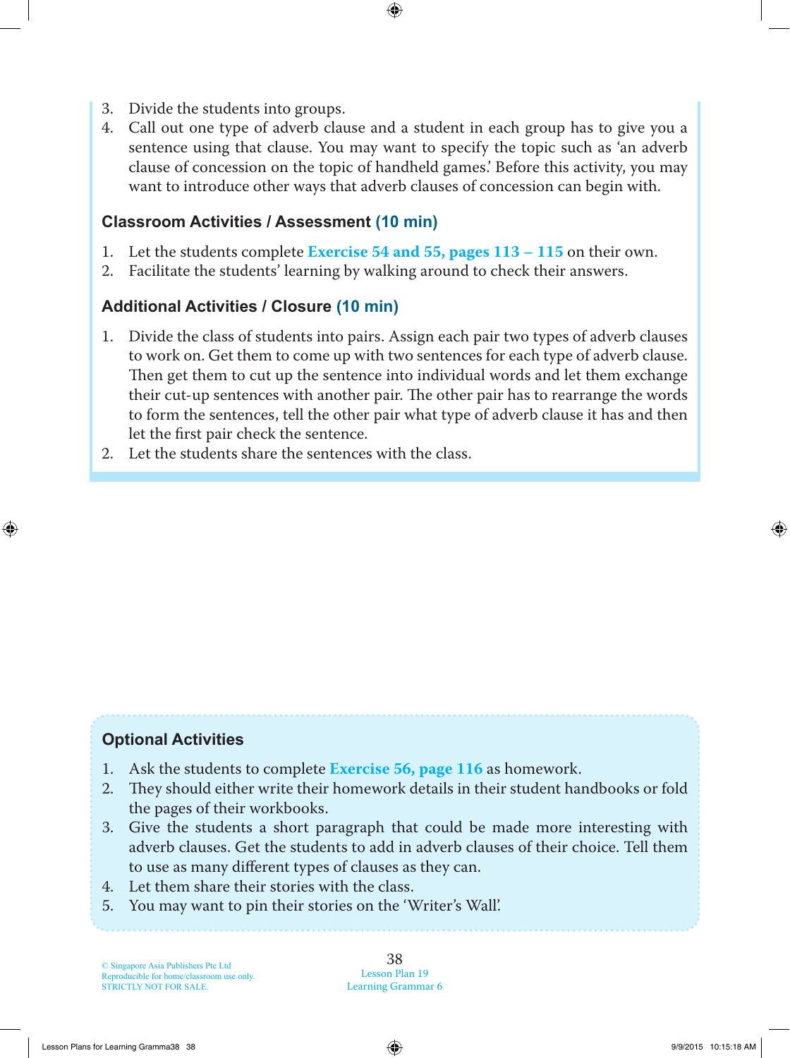3. Divide the students into groups.
4. Call out one type of adverb clause and a student in each group has to give you a sentence using that clause. You may want to specify the topic such as 'an adverb clause of concession on the topic of handheld games.' Before this activity, you may want to introduce other ways that adverb clauses of concession can begin with.

### Classroom Activities / Assessment (10 min)

1. Let the students complete **Exercise 54 and 55, pages 113 – 115** on their own.
2. Facilitate the students' learning by walking around to check their answers.

### Additional Activities / Closure (10 min)

1. Divide the class of students into pairs. Assign each pair two types of adverb clauses to work on. Get them to come up with two sentences for each type of adverb clause. Then get them to cut up the sentence into individual words and let them exchange their cut-up sentences with another pair. The other pair has to rearrange the words to form the sentences, tell the other pair what type of adverb clause it has and then let the first pair check the sentence.
2. Let the students share the sentences with the class.

### Optional Activities

1. Ask the students to complete **Exercise 56, page 116** as homework.
2. They should either write their homework details in their student handbooks or fold the pages of their workbooks.
3. Give the students a short paragraph that could be made more interesting with adverb clauses. Get the students to add in adverb clauses of their choice. Tell them to use as many different types of clauses as they can.
4. Let them share their stories with the class.
5. You may want to pin their stories on the 'Writer's Wall.'